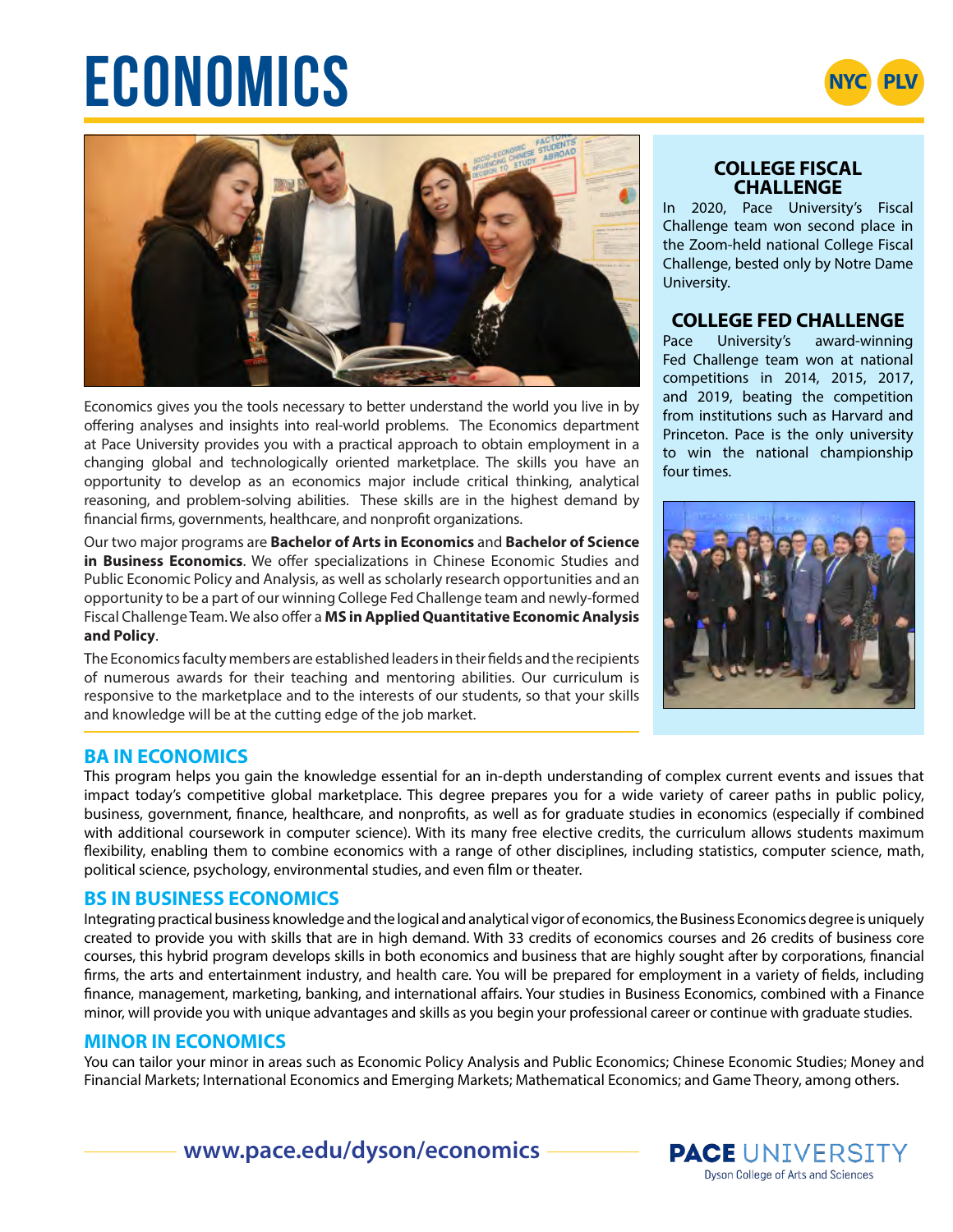# ECONOMICS

NYC PLV

Economics gives you the tools necessary to better understand the world you live in by offering analyses and insights into real-world problems. The Economics department at Pace University provides you with a practical approach to obtain employment in a changing global and technologically oriented marketplace. The skills you have an opportunity to develop as an economics major include critical thinking, analytical reasoning, and problem-solving abilities. These skills are in the highest demand by financial firms, governments, healthcare, and nonprofit organizations.

Our two major programs are **Bachelor of Arts in Economics** and **Bachelor of Science in Business Economics**. We offer specializations in Chinese Economic Studies and Public Economic Policy and Analysis, as well as scholarly research opportunities and an opportunity to be a part of our winning College Fed Challenge team and newly-formed Fiscal Challenge Team. We also offer a **MS in Applied Quantitative Economic Analysis and Policy**.

The Economics faculty members are established leaders in their fields and the recipients of numerous awards for their teaching and mentoring abilities. Our curriculum is responsive to the marketplace and to the interests of our students, so that your skills and knowledge will be at the cutting edge of the job market.

### COLLEGE FISCAL CHALLENGE

In 2020, Pace University's Fiscal Challenge team won second place in the Zoom-held national College Fiscal Challenge, bested only by Notre Dame University.

### COLLEGE FED CHALLENGE

Pace University's award-winning Fed Challenge team won at national competitions in 2014, 2015, 2017, and 2019, beating the competition from institutions such as Harvard and Princeton. Pace is the only university to win the national championship four times.

## BA IN ECONOMICS

This program helps you gain the knowledge essential for an in-depth understanding of complex current events and issues that impact today's competitive global marketplace. This degree prepares you for a wide variety of career paths in public policy, business, government, finance, healthcare, and nonprofits, as well as for graduate studies in economics (especially if combined with additional coursework in computer science). With its many free elective credits, the curriculum allows students maximum flexibility, enabling them to combine economics with a range of other disciplines, including statistics, computer science, math, political science, psychology, environmental studies, and even film or theater.

## BS IN BUSINESS ECONOMICS

Integrating practical business knowledge and the logical and analytical vigor of economics, the Business Economics degree is uniquely created to provide you with skills that are in high demand. With 33 credits of economics courses and 26 credits of business core courses, this hybrid program develops skills in both economics and business that are highly sought after by corporations, financial firms, the arts and entertainment industry, and health care. You will be prepared for employment in a variety of fields, including finance, management, marketing, banking, and international affairs. Your studies in Business Economics, combined with a Finance minor, will provide you with unique advantages and skills as you begin your professional career or continue with graduate studies.

## MINOR IN ECONOMICS

You can tailor your minor in areas such as Economic Policy Analysis and Public Economics; Chinese Economic Studies; Money and Financial Markets; International Economics and Emerging Markets; Mathematical Economics; and Game Theory, among others.

**www.pace.edu/dyson/economics**

PACE UNIVERSITY
Dyson College of Arts and Sciences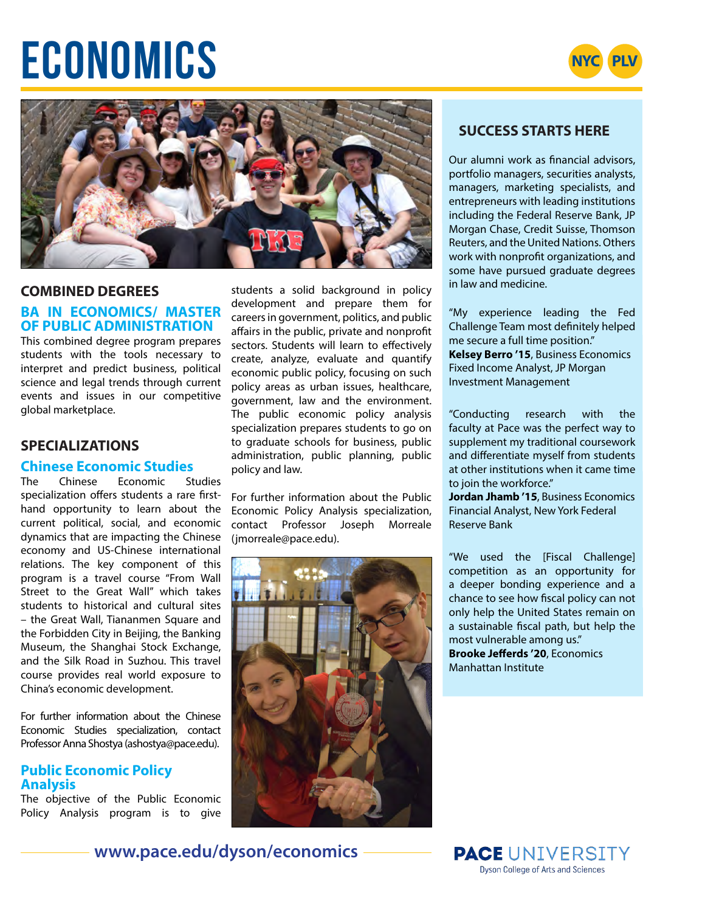# ECONOMICS

NYC PLV

## COMBINED DEGREES

### BA IN ECONOMICS/ MASTER OF PUBLIC ADMINISTRATION

This combined degree program prepares students with the tools necessary to interpret and predict business, political science and legal trends through current events and issues in our competitive global marketplace.

## SPECIALIZATIONS

### Chinese Economic Studies

The Chinese Economic Studies specialization offers students a rare first-hand opportunity to learn about the current political, social, and economic dynamics that are impacting the Chinese economy and US-Chinese international relations. The key component of this program is a travel course "From Wall Street to the Great Wall" which takes students to historical and cultural sites – the Great Wall, Tiananmen Square and the Forbidden City in Beijing, the Banking Museum, the Shanghai Stock Exchange, and the Silk Road in Suzhou. This travel course provides real world exposure to China's economic development.

For further information about the Chinese Economic Studies specialization, contact Professor Anna Shostya (ashostya@pace.edu).

### Public Economic Policy Analysis

The objective of the Public Economic Policy Analysis program is to give students a solid background in policy development and prepare them for careers in government, politics, and public affairs in the public, private and nonprofit sectors. Students will learn to effectively create, analyze, evaluate and quantify economic public policy, focusing on such policy areas as urban issues, healthcare, government, law and the environment. The public economic policy analysis specialization prepares students to go on to graduate schools for business, public administration, public planning, public policy and law.

For further information about the Public Economic Policy Analysis specialization, contact Professor Joseph Morreale (jmorreale@pace.edu).

## SUCCESS STARTS HERE

Our alumni work as financial advisors, portfolio managers, securities analysts, managers, marketing specialists, and entrepreneurs with leading institutions including the Federal Reserve Bank, JP Morgan Chase, Credit Suisse, Thomson Reuters, and the United Nations. Others work with nonprofit organizations, and some have pursued graduate degrees in law and medicine.

"My experience leading the Fed Challenge Team most definitely helped me secure a full time position."
**Kelsey Berro '15**, Business Economics
Fixed Income Analyst, JP Morgan Investment Management

"Conducting research with the faculty at Pace was the perfect way to supplement my traditional coursework and differentiate myself from students at other institutions when it came time to join the workforce."
**Jordan Jhamb '15**, Business Economics
Financial Analyst, New York Federal Reserve Bank

"We used the [Fiscal Challenge] competition as an opportunity for a deeper bonding experience and a chance to see how fiscal policy can not only help the United States remain on a sustainable fiscal path, but help the most vulnerable among us."
**Brooke Jefferds '20**, Economics
Manhattan Institute

www.pace.edu/dyson/economics

PACE UNIVERSITY
Dyson College of Arts and Sciences